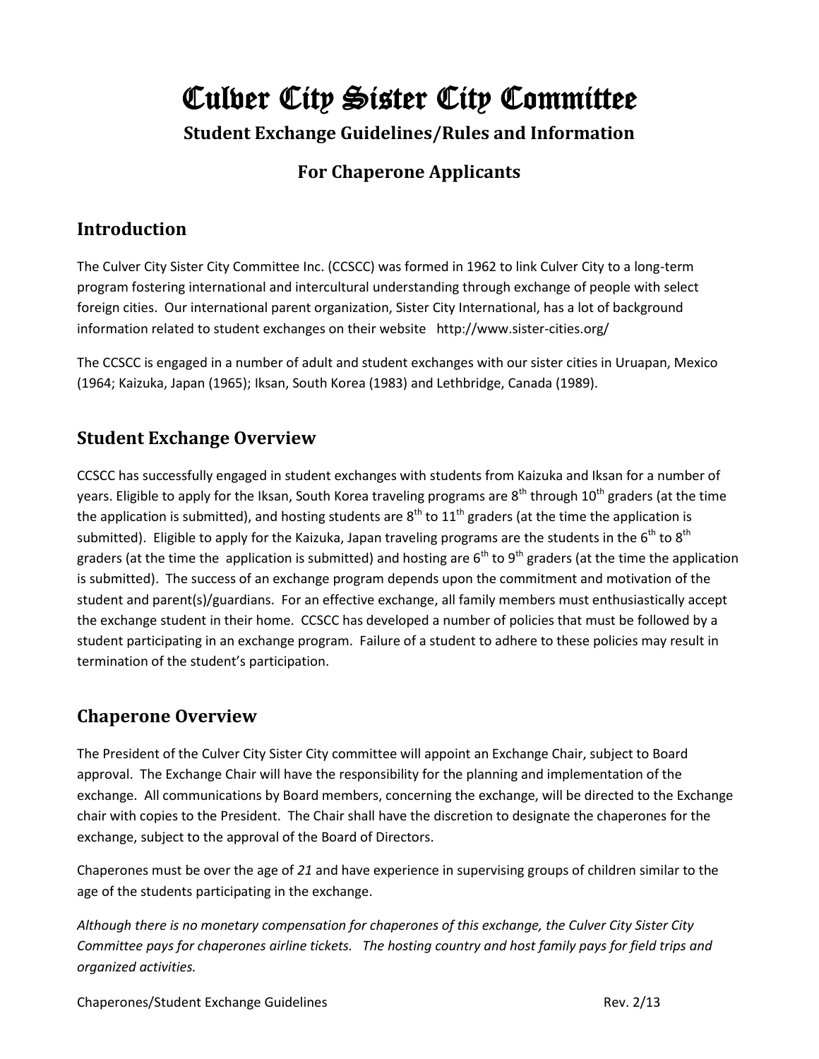# Culver City Sister City Committee

## Student Exchange Guidelines/Rules and Information

## For Chaperone Applicants

## Introduction

The Culver City Sister City Committee Inc. (CCSCC) was formed in 1962 to link Culver City to a long-term program fostering international and intercultural understanding through exchange of people with select foreign cities. Our international parent organization, Sister City International, has a lot of background information related to student exchanges on their website http://www.sister-cities.org/

The CCSCC is engaged in a number of adult and student exchanges with our sister cities in Uruapan, Mexico (1964; Kaizuka, Japan (1965); Iksan, South Korea (1983) and Lethbridge, Canada (1989).

## Student Exchange Overview

CCSCC has successfully engaged in student exchanges with students from Kaizuka and Iksan for a number of years. Eligible to apply for the Iksan, South Korea traveling programs are 8th through 10th graders (at the time the application is submitted), and hosting students are 8th to 11th graders (at the time the application is submitted). Eligible to apply for the Kaizuka, Japan traveling programs are the students in the 6th to 8th graders (at the time the application is submitted) and hosting are 6th to 9th graders (at the time the application is submitted). The success of an exchange program depends upon the commitment and motivation of the student and parent(s)/guardians. For an effective exchange, all family members must enthusiastically accept the exchange student in their home. CCSCC has developed a number of policies that must be followed by a student participating in an exchange program. Failure of a student to adhere to these policies may result in termination of the student's participation.

## Chaperone Overview

The President of the Culver City Sister City committee will appoint an Exchange Chair, subject to Board approval. The Exchange Chair will have the responsibility for the planning and implementation of the exchange. All communications by Board members, concerning the exchange, will be directed to the Exchange chair with copies to the President. The Chair shall have the discretion to designate the chaperones for the exchange, subject to the approval of the Board of Directors.

Chaperones must be over the age of *21* and have experience in supervising groups of children similar to the age of the students participating in the exchange.

*Although there is no monetary compensation for chaperones of this exchange, the Culver City Sister City Committee pays for chaperones airline tickets. The hosting country and host family pays for field trips and organized activities.*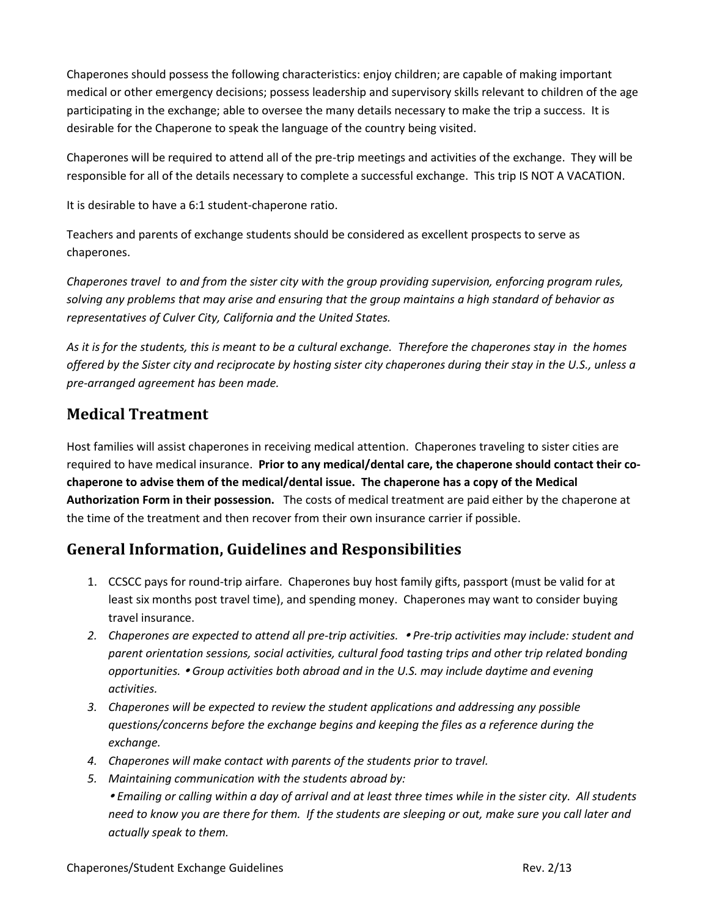Chaperones should possess the following characteristics: enjoy children; are capable of making important medical or other emergency decisions; possess leadership and supervisory skills relevant to children of the age participating in the exchange; able to oversee the many details necessary to make the trip a success. It is desirable for the Chaperone to speak the language of the country being visited.

Chaperones will be required to attend all of the pre-trip meetings and activities of the exchange. They will be responsible for all of the details necessary to complete a successful exchange. This trip IS NOT A VACATION.

It is desirable to have a 6:1 student-chaperone ratio.

Teachers and parents of exchange students should be considered as excellent prospects to serve as chaperones.

*Chaperones travel to and from the sister city with the group providing supervision, enforcing program rules, solving any problems that may arise and ensuring that the group maintains a high standard of behavior as representatives of Culver City, California and the United States.*

*As it is for the students, this is meant to be a cultural exchange. Therefore the chaperones stay in the homes offered by the Sister city and reciprocate by hosting sister city chaperones during their stay in the U.S., unless a pre-arranged agreement has been made.*

## Medical Treatment

Host families will assist chaperones in receiving medical attention. Chaperones traveling to sister cities are required to have medical insurance. **Prior to any medical/dental care, the chaperone should contact their co-chaperone to advise them of the medical/dental issue. The chaperone has a copy of the Medical Authorization Form in their possession.** The costs of medical treatment are paid either by the chaperone at the time of the treatment and then recover from their own insurance carrier if possible.

## General Information, Guidelines and Responsibilities

1. CCSCC pays for round-trip airfare. Chaperones buy host family gifts, passport (must be valid for at least six months post travel time), and spending money. Chaperones may want to consider buying travel insurance.
2. *Chaperones are expected to attend all pre-trip activities. • Pre-trip activities may include: student and parent orientation sessions, social activities, cultural food tasting trips and other trip related bonding opportunities. • Group activities both abroad and in the U.S. may include daytime and evening activities.*
3. *Chaperones will be expected to review the student applications and addressing any possible questions/concerns before the exchange begins and keeping the files as a reference during the exchange.*
4. *Chaperones will make contact with parents of the students prior to travel.*
5. *Maintaining communication with the students abroad by:*
   *• Emailing or calling within a day of arrival and at least three times while in the sister city. All students need to know you are there for them. If the students are sleeping or out, make sure you call later and actually speak to them.*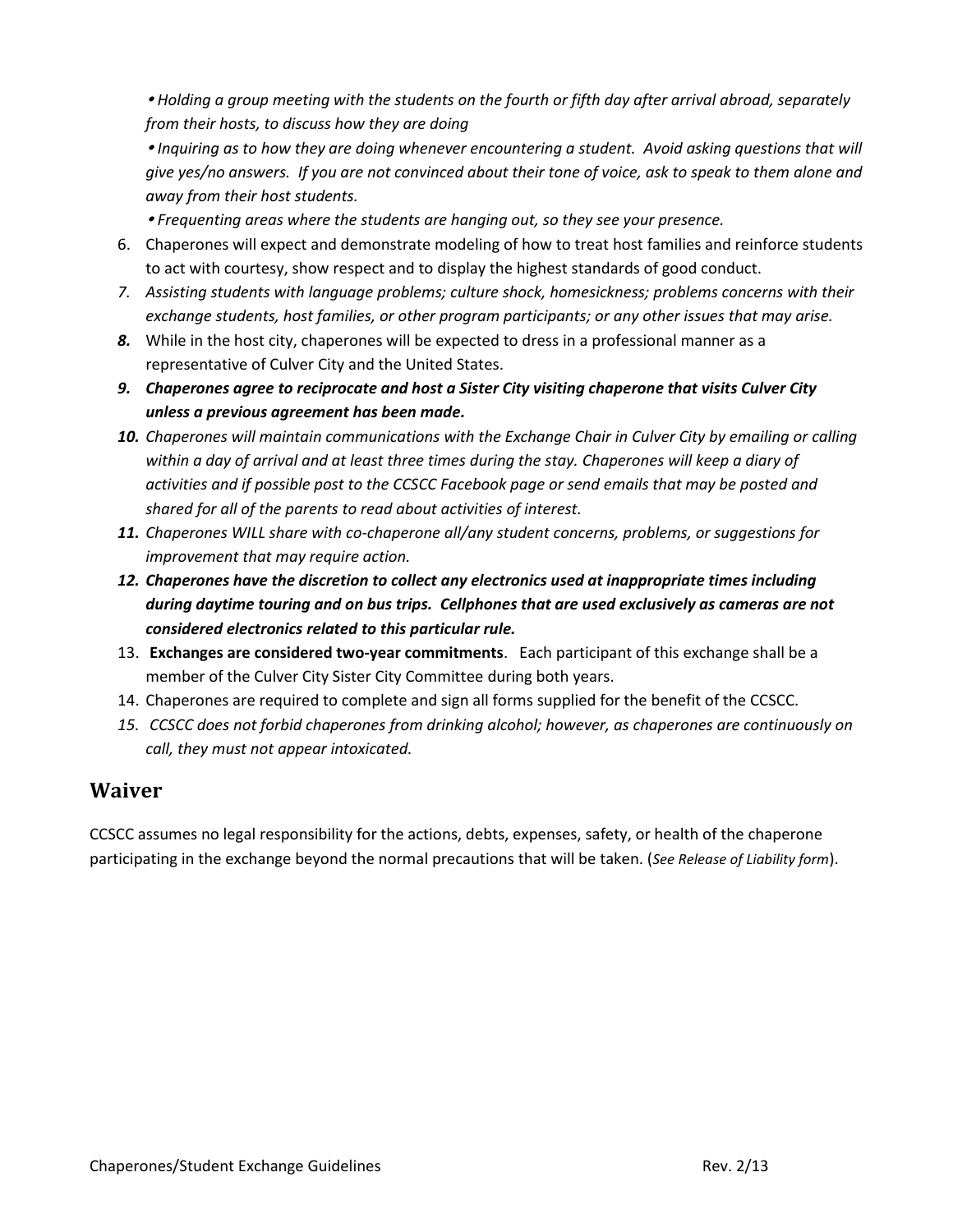- *Holding a group meeting with the students on the fourth or fifth day after arrival abroad, separately from their hosts, to discuss how they are doing*
- *Inquiring as to how they are doing whenever encountering a student. Avoid asking questions that will give yes/no answers. If you are not convinced about their tone of voice, ask to speak to them alone and away from their host students.*
- *Frequenting areas where the students are hanging out, so they see your presence.*

6. Chaperones will expect and demonstrate modeling of how to treat host families and reinforce students to act with courtesy, show respect and to display the highest standards of good conduct.
7. *Assisting students with language problems; culture shock, homesickness; problems concerns with their exchange students, host families, or other program participants; or any other issues that may arise.*
8. While in the host city, chaperones will be expected to dress in a professional manner as a representative of Culver City and the United States.
9. ***Chaperones agree to reciprocate and host a Sister City visiting chaperone that visits Culver City unless a previous agreement has been made.***
10. *Chaperones will maintain communications with the Exchange Chair in Culver City by emailing or calling within a day of arrival and at least three times during the stay. Chaperones will keep a diary of activities and if possible post to the CCSCC Facebook page or send emails that may be posted and shared for all of the parents to read about activities of interest.*
11. *Chaperones WILL share with co-chaperone all/any student concerns, problems, or suggestions for improvement that may require action.*
12. ***Chaperones have the discretion to collect any electronics used at inappropriate times including during daytime touring and on bus trips. Cellphones that are used exclusively as cameras are not considered electronics related to this particular rule.***
13. **Exchanges are considered two-year commitments**. Each participant of this exchange shall be a member of the Culver City Sister City Committee during both years.
14. Chaperones are required to complete and sign all forms supplied for the benefit of the CCSCC.
15. *CCSCC does not forbid chaperones from drinking alcohol; however, as chaperones are continuously on call, they must not appear intoxicated.*

## Waiver

CCSCC assumes no legal responsibility for the actions, debts, expenses, safety, or health of the chaperone participating in the exchange beyond the normal precautions that will be taken. (*See Release of Liability form*).